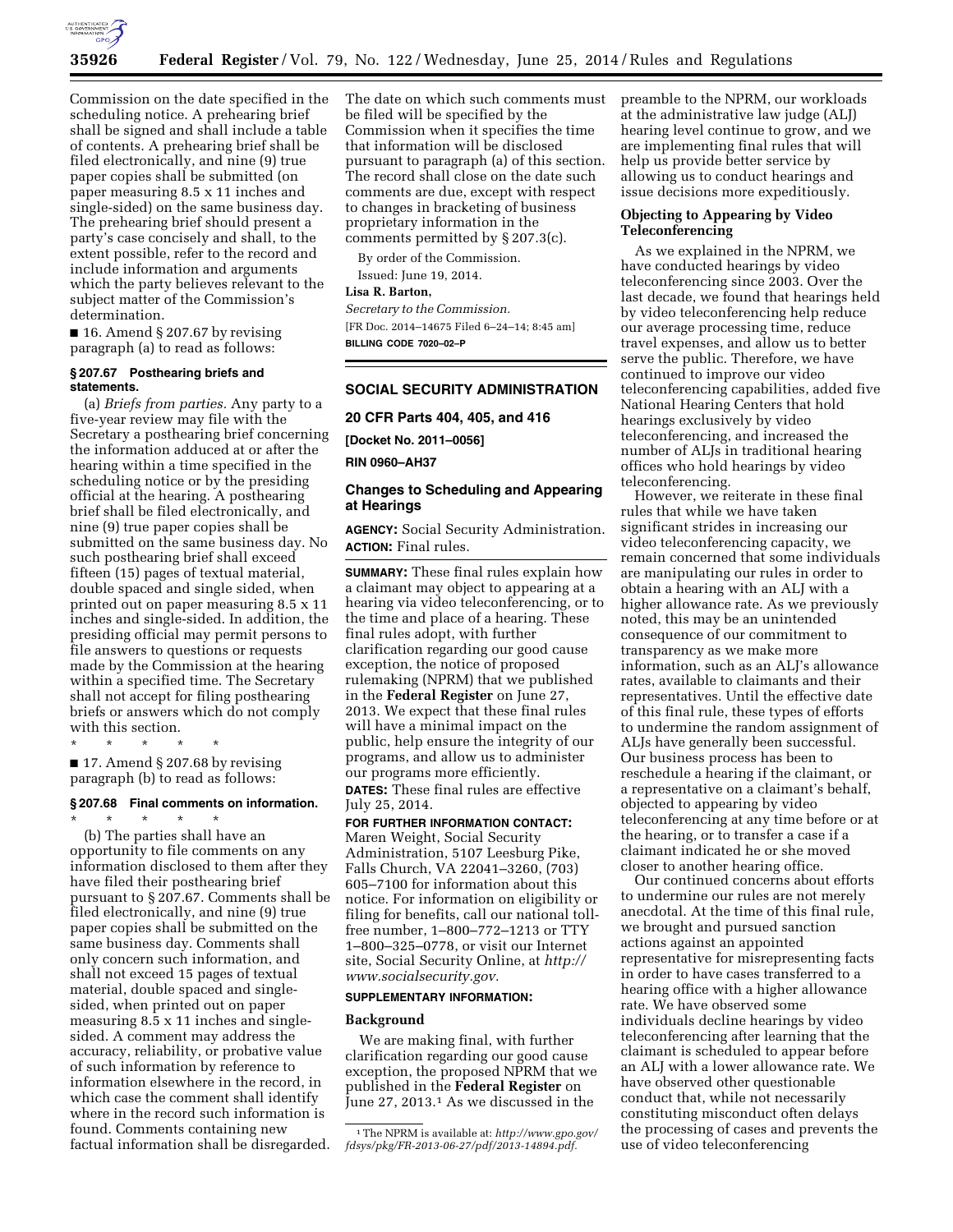Commission on the date specified in the scheduling notice. A prehearing brief shall be signed and shall include a table of contents. A prehearing brief shall be filed electronically, and nine (9) true paper copies shall be submitted (on paper measuring 8.5 x 11 inches and single-sided) on the same business day. The prehearing brief should present a party's case concisely and shall, to the extent possible, refer to the record and include information and arguments which the party believes relevant to the subject matter of the Commission's determination.

■ 16. Amend § 207.67 by revising paragraph (a) to read as follows:

**§ 207.67 Posthearing briefs and statements.**

(a) *Briefs from parties.* Any party to a five-year review may file with the Secretary a posthearing brief concerning the information adduced at or after the hearing within a time specified in the scheduling notice or by the presiding official at the hearing. A posthearing brief shall be filed electronically, and nine (9) true paper copies shall be submitted on the same business day. No such posthearing brief shall exceed fifteen (15) pages of textual material, double spaced and single sided, when printed out on paper measuring 8.5 x 11 inches and single-sided. In addition, the presiding official may permit persons to file answers to questions or requests made by the Commission at the hearing within a specified time. The Secretary shall not accept for filing posthearing briefs or answers which do not comply with this section.

\* \* \* \* \*

■ 17. Amend § 207.68 by revising paragraph (b) to read as follows:

**§ 207.68 Final comments on information.**

\* \* \* \* \*

(b) The parties shall have an opportunity to file comments on any information disclosed to them after they have filed their posthearing brief pursuant to § 207.67. Comments shall be filed electronically, and nine (9) true paper copies shall be submitted on the same business day. Comments shall only concern such information, and shall not exceed 15 pages of textual material, double spaced and single-sided, when printed out on paper measuring 8.5 x 11 inches and single-sided. A comment may address the accuracy, reliability, or probative value of such information by reference to information elsewhere in the record, in which case the comment shall identify where in the record such information is found. Comments containing new factual information shall be disregarded. The date on which such comments must be filed will be specified by the Commission when it specifies the time that information will be disclosed pursuant to paragraph (a) of this section. The record shall close on the date such comments are due, except with respect to changes in bracketing of business proprietary information in the comments permitted by § 207.3(c).

By order of the Commission.

Issued: June 19, 2014.

**Lisa R. Barton,**

*Secretary to the Commission.*

[FR Doc. 2014–14675 Filed 6–24–14; 8:45 am]

**BILLING CODE 7020–02–P**

---

## SOCIAL SECURITY ADMINISTRATION

**20 CFR Parts 404, 405, and 416**

**[Docket No. 2011–0056]**

**RIN 0960–AH37**

## Changes to Scheduling and Appearing at Hearings

**AGENCY:** Social Security Administration.

**ACTION:** Final rules.

**SUMMARY:** These final rules explain how a claimant may object to appearing at a hearing via video teleconferencing, or to the time and place of a hearing. These final rules adopt, with further clarification regarding our good cause exception, the notice of proposed rulemaking (NPRM) that we published in the **Federal Register** on June 27, 2013. We expect that these final rules will have a minimal impact on the public, help ensure the integrity of our programs, and allow us to administer our programs more efficiently.

**DATES:** These final rules are effective July 25, 2014.

**FOR FURTHER INFORMATION CONTACT:** Maren Weight, Social Security Administration, 5107 Leesburg Pike, Falls Church, VA 22041–3260, (703) 605–7100 for information about this notice. For information on eligibility or filing for benefits, call our national toll-free number, 1–800–772–1213 or TTY 1–800–325–0778, or visit our Internet site, Social Security Online, at *http://www.socialsecurity.gov.*

**SUPPLEMENTARY INFORMATION:**

### Background

We are making final, with further clarification regarding our good cause exception, the proposed NPRM that we published in the **Federal Register** on June 27, 2013.[1] As we discussed in the preamble to the NPRM, our workloads at the administrative law judge (ALJ) hearing level continue to grow, and we are implementing final rules that will help us provide better service by allowing us to conduct hearings and issue decisions more expeditiously.

### Objecting to Appearing by Video Teleconferencing

As we explained in the NPRM, we have conducted hearings by video teleconferencing since 2003. Over the last decade, we found that hearings held by video teleconferencing help reduce our average processing time, reduce travel expenses, and allow us to better serve the public. Therefore, we have continued to improve our video teleconferencing capabilities, added five National Hearing Centers that hold hearings exclusively by video teleconferencing, and increased the number of ALJs in traditional hearing offices who hold hearings by video teleconferencing.

However, we reiterate in these final rules that while we have taken significant strides in increasing our video teleconferencing capacity, we remain concerned that some individuals are manipulating our rules in order to obtain a hearing with an ALJ with a higher allowance rate. As we previously noted, this may be an unintended consequence of our commitment to transparency as we make more information, such as an ALJ's allowance rates, available to claimants and their representatives. Until the effective date of this final rule, these types of efforts to undermine the random assignment of ALJs have generally been successful. Our business process has been to reschedule a hearing if the claimant, or a representative on a claimant's behalf, objected to appearing by video teleconferencing at any time before or at the hearing, or to transfer a case if a claimant indicated he or she moved closer to another hearing office.

Our continued concerns about efforts to undermine our rules are not merely anecdotal. At the time of this final rule, we brought and pursued sanction actions against an appointed representative for misrepresenting facts in order to have cases transferred to a hearing office with a higher allowance rate. We have observed some individuals decline hearings by video teleconferencing after learning that the claimant is scheduled to appear before an ALJ with a lower allowance rate. We have observed other questionable conduct that, while not necessarily constituting misconduct often delays the processing of cases and prevents the use of video teleconferencing

---

[1] The NPRM is available at: *http://www.gpo.gov/fdsys/pkg/FR-2013-06-27/pdf/2013-14894.pdf.*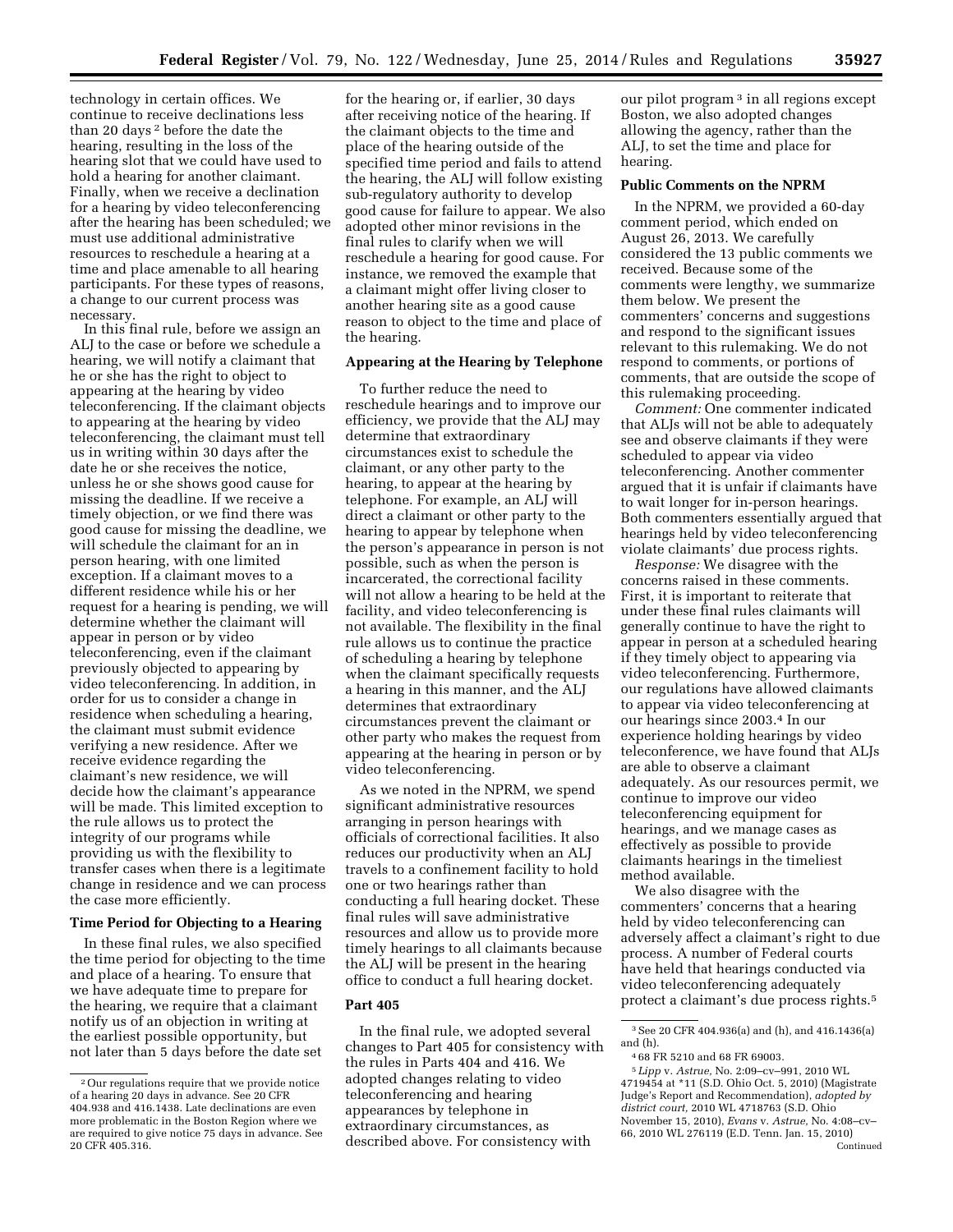technology in certain offices. We continue to receive declinations less than 20 days [2] before the date the hearing, resulting in the loss of the hearing slot that we could have used to hold a hearing for another claimant. Finally, when we receive a declination for a hearing by video teleconferencing after the hearing has been scheduled; we must use additional administrative resources to reschedule a hearing at a time and place amenable to all hearing participants. For these types of reasons, a change to our current process was necessary.

In this final rule, before we assign an ALJ to the case or before we schedule a hearing, we will notify a claimant that he or she has the right to object to appearing at the hearing by video teleconferencing. If the claimant objects to appearing at the hearing by video teleconferencing, the claimant must tell us in writing within 30 days after the date he or she receives the notice, unless he or she shows good cause for missing the deadline. If we receive a timely objection, or we find there was good cause for missing the deadline, we will schedule the claimant for an in person hearing, with one limited exception. If a claimant moves to a different residence while his or her request for a hearing is pending, we will determine whether the claimant will appear in person or by video teleconferencing, even if the claimant previously objected to appearing by video teleconferencing. In addition, in order for us to consider a change in residence when scheduling a hearing, the claimant must submit evidence verifying a new residence. After we receive evidence regarding the claimant's new residence, we will decide how the claimant's appearance will be made. This limited exception to the rule allows us to protect the integrity of our programs while providing us with the flexibility to transfer cases when there is a legitimate change in residence and we can process the case more efficiently.

## Time Period for Objecting to a Hearing

In these final rules, we also specified the time period for objecting to the time and place of a hearing. To ensure that we have adequate time to prepare for the hearing, we require that a claimant notify us of an objection in writing at the earliest possible opportunity, but not later than 5 days before the date set for the hearing or, if earlier, 30 days after receiving notice of the hearing. If the claimant objects to the time and place of the hearing outside of the specified time period and fails to attend the hearing, the ALJ will follow existing sub-regulatory authority to develop good cause for failure to appear. We also adopted other minor revisions in the final rules to clarify when we will reschedule a hearing for good cause. For instance, we removed the example that a claimant might offer living closer to another hearing site as a good cause reason to object to the time and place of the hearing.

## Appearing at the Hearing by Telephone

To further reduce the need to reschedule hearings and to improve our efficiency, we provide that the ALJ may determine that extraordinary circumstances exist to schedule the claimant, or any other party to the hearing, to appear at the hearing by telephone. For example, an ALJ will direct a claimant or other party to the hearing to appear by telephone when the person's appearance in person is not possible, such as when the person is incarcerated, the correctional facility will not allow a hearing to be held at the facility, and video teleconferencing is not available. The flexibility in the final rule allows us to continue the practice of scheduling a hearing by telephone when the claimant specifically requests a hearing in this manner, and the ALJ determines that extraordinary circumstances prevent the claimant or other party who makes the request from appearing at the hearing in person or by video teleconferencing.

As we noted in the NPRM, we spend significant administrative resources arranging in person hearings with officials of correctional facilities. It also reduces our productivity when an ALJ travels to a confinement facility to hold one or two hearings rather than conducting a full hearing docket. These final rules will save administrative resources and allow us to provide more timely hearings to all claimants because the ALJ will be present in the hearing office to conduct a full hearing docket.

## Part 405

In the final rule, we adopted several changes to Part 405 for consistency with the rules in Parts 404 and 416. We adopted changes relating to video teleconferencing and hearing appearances by telephone in extraordinary circumstances, as described above. For consistency with our pilot program [3] in all regions except Boston, we also adopted changes allowing the agency, rather than the ALJ, to set the time and place for hearing.

## Public Comments on the NPRM

In the NPRM, we provided a 60-day comment period, which ended on August 26, 2013. We carefully considered the 13 public comments we received. Because some of the comments were lengthy, we summarize them below. We present the commenters' concerns and suggestions and respond to the significant issues relevant to this rulemaking. We do not respond to comments, or portions of comments, that are outside the scope of this rulemaking proceeding.

*Comment:* One commenter indicated that ALJs will not be able to adequately see and observe claimants if they were scheduled to appear via video teleconferencing. Another commenter argued that it is unfair if claimants have to wait longer for in-person hearings. Both commenters essentially argued that hearings held by video teleconferencing violate claimants' due process rights.

*Response:* We disagree with the concerns raised in these comments. First, it is important to reiterate that under these final rules claimants will generally continue to have the right to appear in person at a scheduled hearing if they timely object to appearing via video teleconferencing. Furthermore, our regulations have allowed claimants to appear via video teleconferencing at our hearings since 2003.[4] In our experience holding hearings by video teleconference, we have found that ALJs are able to observe a claimant adequately. As our resources permit, we continue to improve our video teleconferencing equipment for hearings, and we manage cases as effectively as possible to provide claimants hearings in the timeliest method available.

We also disagree with the commenters' concerns that a hearing held by video teleconferencing can adversely affect a claimant's right to due process. A number of Federal courts have held that hearings conducted via video teleconferencing adequately protect a claimant's due process rights.[5]

---

[2] Our regulations require that we provide notice of a hearing 20 days in advance. See 20 CFR 404.938 and 416.1438. Late declinations are even more problematic in the Boston Region where we are required to give notice 75 days in advance. See 20 CFR 405.316.

[3] See 20 CFR 404.936(a) and (h), and 416.1436(a) and (h).

[4] 68 FR 5210 and 68 FR 69003.

[5] *Lipp* v. *Astrue,* No. 2:09–cv–991, 2010 WL 4719454 at *11 (S.D. Ohio Oct. 5, 2010) (Magistrate Judge's Report and Recommendation), *adopted by district court,* 2010 WL 4718763 (S.D. Ohio November 15, 2010), *Evans* v. *Astrue,* No. 4:08–cv–66, 2010 WL 276119 (E.D. Tenn. Jan. 15, 2010)

Continued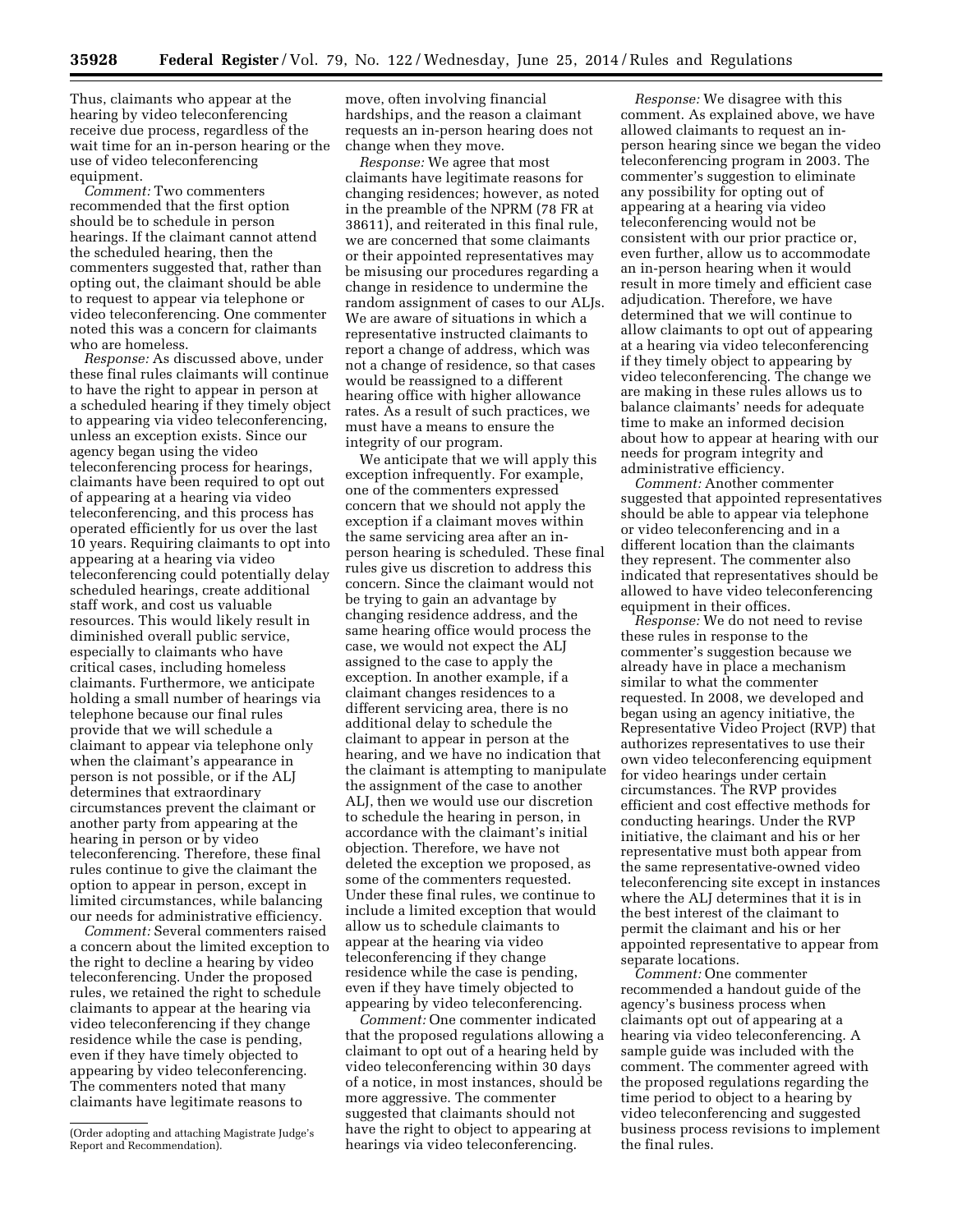Thus, claimants who appear at the hearing by video teleconferencing receive due process, regardless of the wait time for an in-person hearing or the use of video teleconferencing equipment.

*Comment:* Two commenters recommended that the first option should be to schedule in person hearings. If the claimant cannot attend the scheduled hearing, then the commenters suggested that, rather than opting out, the claimant should be able to request to appear via telephone or video teleconferencing. One commenter noted this was a concern for claimants who are homeless.

*Response:* As discussed above, under these final rules claimants will continue to have the right to appear in person at a scheduled hearing if they timely object to appearing via video teleconferencing, unless an exception exists. Since our agency began using the video teleconferencing process for hearings, claimants have been required to opt out of appearing at a hearing via video teleconferencing, and this process has operated efficiently for us over the last 10 years. Requiring claimants to opt into appearing at a hearing via video teleconferencing could potentially delay scheduled hearings, create additional staff work, and cost us valuable resources. This would likely result in diminished overall public service, especially to claimants who have critical cases, including homeless claimants. Furthermore, we anticipate holding a small number of hearings via telephone because our final rules provide that we will schedule a claimant to appear via telephone only when the claimant's appearance in person is not possible, or if the ALJ determines that extraordinary circumstances prevent the claimant or another party from appearing at the hearing in person or by video teleconferencing. Therefore, these final rules continue to give the claimant the option to appear in person, except in limited circumstances, while balancing our needs for administrative efficiency.

*Comment:* Several commenters raised a concern about the limited exception to the right to decline a hearing by video teleconferencing. Under the proposed rules, we retained the right to schedule claimants to appear at the hearing via video teleconferencing if they change residence while the case is pending, even if they have timely objected to appearing by video teleconferencing. The commenters noted that many claimants have legitimate reasons to move, often involving financial hardships, and the reason a claimant requests an in-person hearing does not change when they move.

*Response:* We agree that most claimants have legitimate reasons for changing residences; however, as noted in the preamble of the NPRM (78 FR at 38611), and reiterated in this final rule, we are concerned that some claimants or their appointed representatives may be misusing our procedures regarding a change in residence to undermine the random assignment of cases to our ALJs. We are aware of situations in which a representative instructed claimants to report a change of address, which was not a change of residence, so that cases would be reassigned to a different hearing office with higher allowance rates. As a result of such practices, we must have a means to ensure the integrity of our program.

We anticipate that we will apply this exception infrequently. For example, one of the commenters expressed concern that we should not apply the exception if a claimant moves within the same servicing area after an in-person hearing is scheduled. These final rules give us discretion to address this concern. Since the claimant would not be trying to gain an advantage by changing residence address, and the same hearing office would process the case, we would not expect the ALJ assigned to the case to apply the exception. In another example, if a claimant changes residences to a different servicing area, there is no additional delay to schedule the claimant to appear in person at the hearing, and we have no indication that the claimant is attempting to manipulate the assignment of the case to another ALJ, then we would use our discretion to schedule the hearing in person, in accordance with the claimant's initial objection. Therefore, we have not deleted the exception we proposed, as some of the commenters requested. Under these final rules, we continue to include a limited exception that would allow us to schedule claimants to appear at the hearing via video teleconferencing if they change residence while the case is pending, even if they have timely objected to appearing by video teleconferencing.

*Comment:* One commenter indicated that the proposed regulations allowing a claimant to opt out of a hearing held by video teleconferencing within 30 days of a notice, in most instances, should be more aggressive. The commenter suggested that claimants should not have the right to object to appearing at hearings via video teleconferencing.

*Response:* We disagree with this comment. As explained above, we have allowed claimants to request an in-person hearing since we began the video teleconferencing program in 2003. The commenter's suggestion to eliminate any possibility for opting out of appearing at a hearing via video teleconferencing would not be consistent with our prior practice or, even further, allow us to accommodate an in-person hearing when it would result in more timely and efficient case adjudication. Therefore, we have determined that we will continue to allow claimants to opt out of appearing at a hearing via video teleconferencing if they timely object to appearing by video teleconferencing. The change we are making in these rules allows us to balance claimants' needs for adequate time to make an informed decision about how to appear at hearing with our needs for program integrity and administrative efficiency.

*Comment:* Another commenter suggested that appointed representatives should be able to appear via telephone or video teleconferencing and in a different location than the claimants they represent. The commenter also indicated that representatives should be allowed to have video teleconferencing equipment in their offices.

*Response:* We do not need to revise these rules in response to the commenter's suggestion because we already have in place a mechanism similar to what the commenter requested. In 2008, we developed and began using an agency initiative, the Representative Video Project (RVP) that authorizes representatives to use their own video teleconferencing equipment for video hearings under certain circumstances. The RVP provides efficient and cost effective methods for conducting hearings. Under the RVP initiative, the claimant and his or her representative must both appear from the same representative-owned video teleconferencing site except in instances where the ALJ determines that it is in the best interest of the claimant to permit the claimant and his or her appointed representative to appear from separate locations.

*Comment:* One commenter recommended a handout guide of the agency's business process when claimants opt out of appearing at a hearing via video teleconferencing. A sample guide was included with the comment. The commenter agreed with the proposed regulations regarding the time period to object to a hearing by video teleconferencing and suggested business process revisions to implement the final rules.

(Order adopting and attaching Magistrate Judge's Report and Recommendation).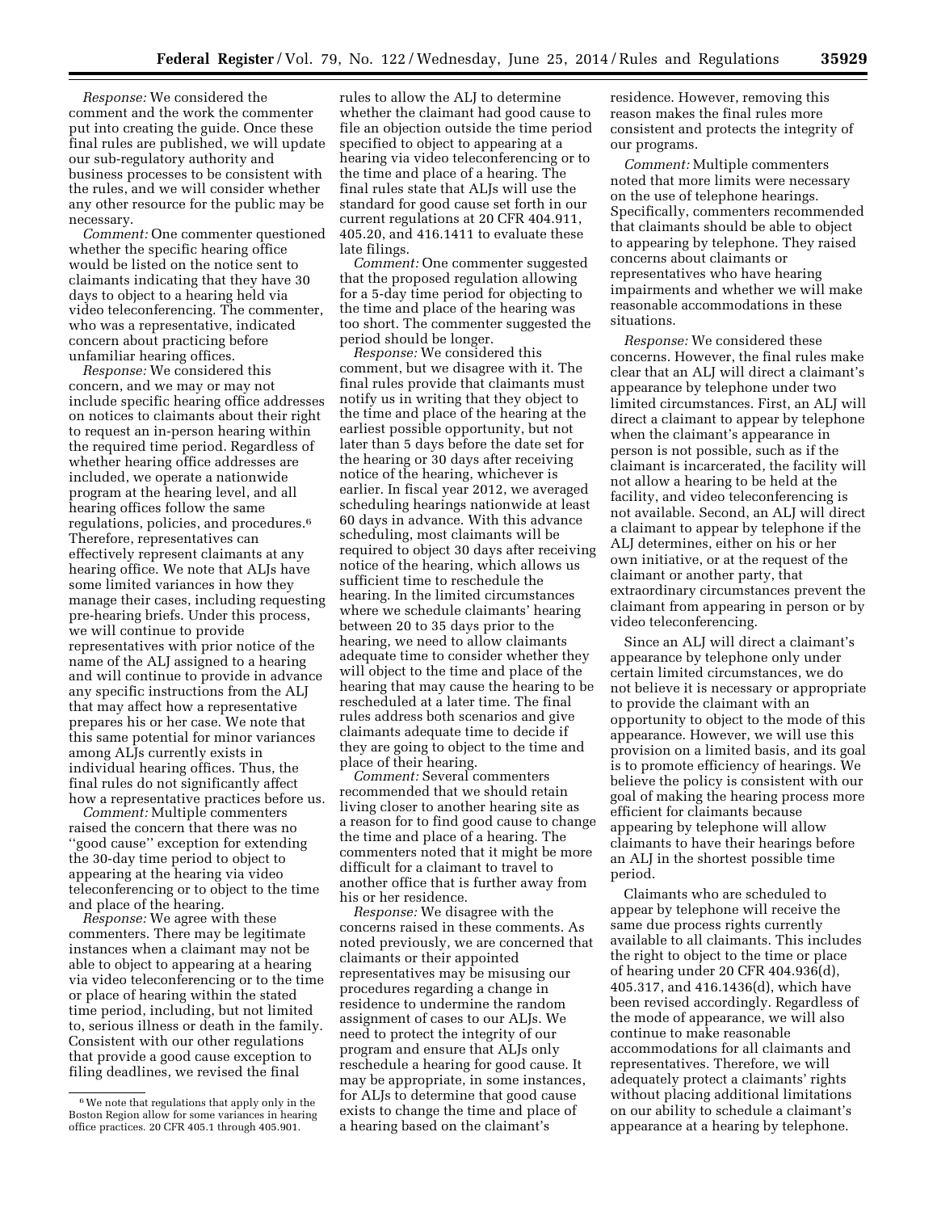*Response:* We considered the comment and the work the commenter put into creating the guide. Once these final rules are published, we will update our sub-regulatory authority and business processes to be consistent with the rules, and we will consider whether any other resource for the public may be necessary.

*Comment:* One commenter questioned whether the specific hearing office would be listed on the notice sent to claimants indicating that they have 30 days to object to a hearing held via video teleconferencing. The commenter, who was a representative, indicated concern about practicing before unfamiliar hearing offices.

*Response:* We considered this concern, and we may or may not include specific hearing office addresses on notices to claimants about their right to request an in-person hearing within the required time period. Regardless of whether hearing office addresses are included, we operate a nationwide program at the hearing level, and all hearing offices follow the same regulations, policies, and procedures.[6] Therefore, representatives can effectively represent claimants at any hearing office. We note that ALJs have some limited variances in how they manage their cases, including requesting pre-hearing briefs. Under this process, we will continue to provide representatives with prior notice of the name of the ALJ assigned to a hearing and will continue to provide in advance any specific instructions from the ALJ that may affect how a representative prepares his or her case. We note that this same potential for minor variances among ALJs currently exists in individual hearing offices. Thus, the final rules do not significantly affect how a representative practices before us.

*Comment:* Multiple commenters raised the concern that there was no "good cause" exception for extending the 30-day time period to object to appearing at the hearing via video teleconferencing or to object to the time and place of the hearing.

*Response:* We agree with these commenters. There may be legitimate instances when a claimant may not be able to object to appearing at a hearing via video teleconferencing or to the time or place of hearing within the stated time period, including, but not limited to, serious illness or death in the family. Consistent with our other regulations that provide a good cause exception to filing deadlines, we revised the final rules to allow the ALJ to determine whether the claimant had good cause to file an objection outside the time period specified to object to appearing at a hearing via video teleconferencing or to the time and place of a hearing. The final rules state that ALJs will use the standard for good cause set forth in our current regulations at 20 CFR 404.911, 405.20, and 416.1411 to evaluate these late filings.

*Comment:* One commenter suggested that the proposed regulation allowing for a 5-day time period for objecting to the time and place of the hearing was too short. The commenter suggested the period should be longer.

*Response:* We considered this comment, but we disagree with it. The final rules provide that claimants must notify us in writing that they object to the time and place of the hearing at the earliest possible opportunity, but not later than 5 days before the date set for the hearing or 30 days after receiving notice of the hearing, whichever is earlier. In fiscal year 2012, we averaged scheduling hearings nationwide at least 60 days in advance. With this advance scheduling, most claimants will be required to object 30 days after receiving notice of the hearing, which allows us sufficient time to reschedule the hearing. In the limited circumstances where we schedule claimants' hearing between 20 to 35 days prior to the hearing, we need to allow claimants adequate time to consider whether they will object to the time and place of the hearing that may cause the hearing to be rescheduled at a later time. The final rules address both scenarios and give claimants adequate time to decide if they are going to object to the time and place of their hearing.

*Comment:* Several commenters recommended that we should retain living closer to another hearing site as a reason for to find good cause to change the time and place of a hearing. The commenters noted that it might be more difficult for a claimant to travel to another office that is further away from his or her residence.

*Response:* We disagree with the concerns raised in these comments. As noted previously, we are concerned that claimants or their appointed representatives may be misusing our procedures regarding a change in residence to undermine the random assignment of cases to our ALJs. We need to protect the integrity of our program and ensure that ALJs only reschedule a hearing for good cause. It may be appropriate, in some instances, for ALJs to determine that good cause exists to change the time and place of a hearing based on the claimant's residence. However, removing this reason makes the final rules more consistent and protects the integrity of our programs.

*Comment:* Multiple commenters noted that more limits were necessary on the use of telephone hearings. Specifically, commenters recommended that claimants should be able to object to appearing by telephone. They raised concerns about claimants or representatives who have hearing impairments and whether we will make reasonable accommodations in these situations.

*Response:* We considered these concerns. However, the final rules make clear that an ALJ will direct a claimant's appearance by telephone under two limited circumstances. First, an ALJ will direct a claimant to appear by telephone when the claimant's appearance in person is not possible, such as if the claimant is incarcerated, the facility will not allow a hearing to be held at the facility, and video teleconferencing is not available. Second, an ALJ will direct a claimant to appear by telephone if the ALJ determines, either on his or her own initiative, or at the request of the claimant or another party, that extraordinary circumstances prevent the claimant from appearing in person or by video teleconferencing.

Since an ALJ will direct a claimant's appearance by telephone only under certain limited circumstances, we do not believe it is necessary or appropriate to provide the claimant with an opportunity to object to the mode of this appearance. However, we will use this provision on a limited basis, and its goal is to promote efficiency of hearings. We believe the policy is consistent with our goal of making the hearing process more efficient for claimants because appearing by telephone will allow claimants to have their hearings before an ALJ in the shortest possible time period.

Claimants who are scheduled to appear by telephone will receive the same due process rights currently available to all claimants. This includes the right to object to the time or place of hearing under 20 CFR 404.936(d), 405.317, and 416.1436(d), which have been revised accordingly. Regardless of the mode of appearance, we will also continue to make reasonable accommodations for all claimants and representatives. Therefore, we will adequately protect a claimants' rights without placing additional limitations on our ability to schedule a claimant's appearance at a hearing by telephone.

---

[6] We note that regulations that apply only in the Boston Region allow for some variances in hearing office practices. 20 CFR 405.1 through 405.901.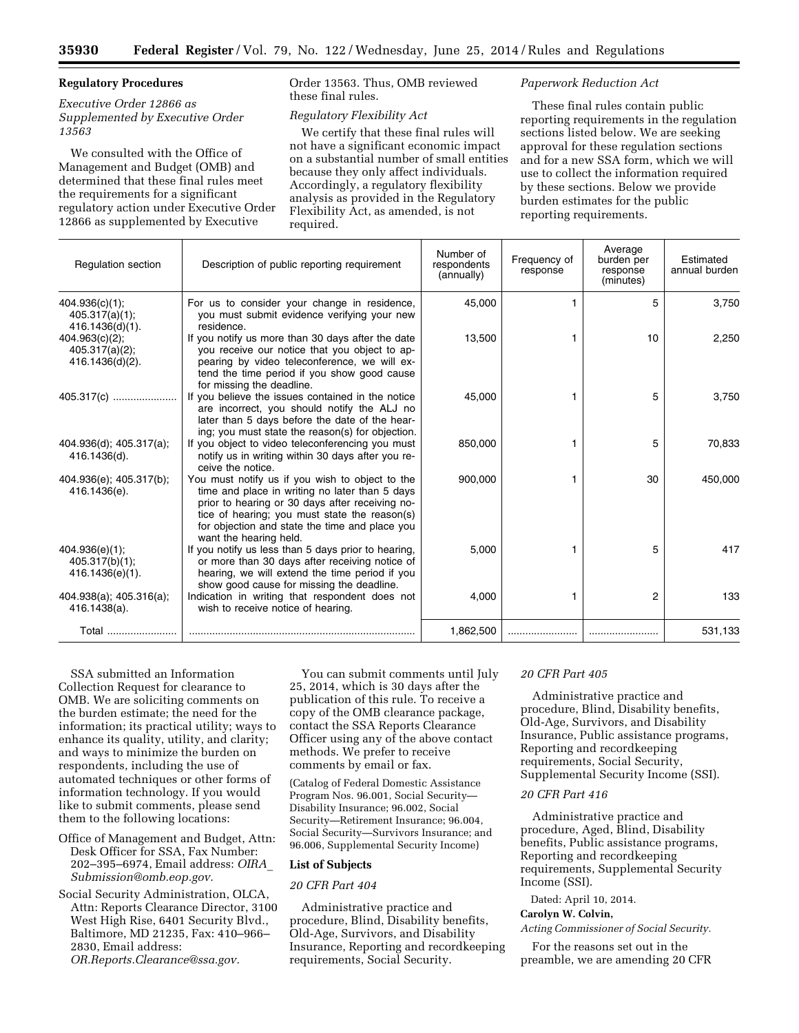## Regulatory Procedures

*Executive Order 12866 as Supplemented by Executive Order 13563*

We consulted with the Office of Management and Budget (OMB) and determined that these final rules meet the requirements for a significant regulatory action under Executive Order 12866 as supplemented by Executive Order 13563. Thus, OMB reviewed these final rules.

*Regulatory Flexibility Act*

We certify that these final rules will not have a significant economic impact on a substantial number of small entities because they only affect individuals. Accordingly, a regulatory flexibility analysis as provided in the Regulatory Flexibility Act, as amended, is not required.

*Paperwork Reduction Act*

These final rules contain public reporting requirements in the regulation sections listed below. We are seeking approval for these regulation sections and for a new SSA form, which we will use to collect the information required by these sections. Below we provide burden estimates for the public reporting requirements.

| Regulation section | Description of public reporting requirement | Number of respondents (annually) | Frequency of response | Average burden per response (minutes) | Estimated annual burden |
|---|---|---|---|---|---|
| 404.936(c)(1); 405.317(a)(1); 416.1436(d)(1). | For us to consider your change in residence, you must submit evidence verifying your new residence. | 45,000 | 1 | 5 | 3,750 |
| 404.963(c)(2); 405.317(a)(2); 416.1436(d)(2). | If you notify us more than 30 days after the date you receive our notice that you object to appearing by video teleconference, we will extend the time period if you show good cause for missing the deadline. | 13,500 | 1 | 10 | 2,250 |
| 405.317(c) | If you believe the issues contained in the notice are incorrect, you should notify the ALJ no later than 5 days before the date of the hearing; you must state the reason(s) for objection. | 45,000 | 1 | 5 | 3,750 |
| 404.936(d); 405.317(a); 416.1436(d). | If you object to video teleconferencing you must notify us in writing within 30 days after you receive the notice. | 850,000 | 1 | 5 | 70,833 |
| 404.936(e); 405.317(b); 416.1436(e). | You must notify us if you wish to object to the time and place in writing no later than 5 days prior to hearing or 30 days after receiving notice of hearing; you must state the reason(s) for objection and state the time and place you want the hearing held. | 900,000 | 1 | 30 | 450,000 |
| 404.936(e)(1); 405.317(b)(1); 416.1436(e)(1). | If you notify us less than 5 days prior to hearing, or more than 30 days after receiving notice of hearing, we will extend the time period if you show good cause for missing the deadline. | 5,000 | 1 | 5 | 417 |
| 404.938(a); 405.316(a); 416.1438(a). | Indication in writing that respondent does not wish to receive notice of hearing. | 4,000 | 1 | 2 | 133 |
| Total | | 1,862,500 | | | 531,133 |

SSA submitted an Information Collection Request for clearance to OMB. We are soliciting comments on the burden estimate; the need for the information; its practical utility; ways to enhance its quality, utility, and clarity; and ways to minimize the burden on respondents, including the use of automated techniques or other forms of information technology. If you would like to submit comments, please send them to the following locations:

Office of Management and Budget, Attn: Desk Officer for SSA, Fax Number: 202–395–6974, Email address: *OIRA_Submission@omb.eop.gov.*

Social Security Administration, OLCA, Attn: Reports Clearance Director, 3100 West High Rise, 6401 Security Blvd., Baltimore, MD 21235, Fax: 410–966–2830, Email address: *OR.Reports.Clearance@ssa.gov.*

You can submit comments until July 25, 2014, which is 30 days after the publication of this rule. To receive a copy of the OMB clearance package, contact the SSA Reports Clearance Officer using any of the above contact methods. We prefer to receive comments by email or fax.

(Catalog of Federal Domestic Assistance Program Nos. 96.001, Social Security—Disability Insurance; 96.002, Social Security—Retirement Insurance; 96.004, Social Security—Survivors Insurance; and 96.006, Supplemental Security Income)

### List of Subjects

*20 CFR Part 404*

Administrative practice and procedure, Blind, Disability benefits, Old-Age, Survivors, and Disability Insurance, Reporting and recordkeeping requirements, Social Security.

*20 CFR Part 405*

Administrative practice and procedure, Blind, Disability benefits, Old-Age, Survivors, and Disability Insurance, Public assistance programs, Reporting and recordkeeping requirements, Social Security, Supplemental Security Income (SSI).

*20 CFR Part 416*

Administrative practice and procedure, Aged, Blind, Disability benefits, Public assistance programs, Reporting and recordkeeping requirements, Supplemental Security Income (SSI).

Dated: April 10, 2014.

**Carolyn W. Colvin,**

*Acting Commissioner of Social Security.*

For the reasons set out in the preamble, we are amending 20 CFR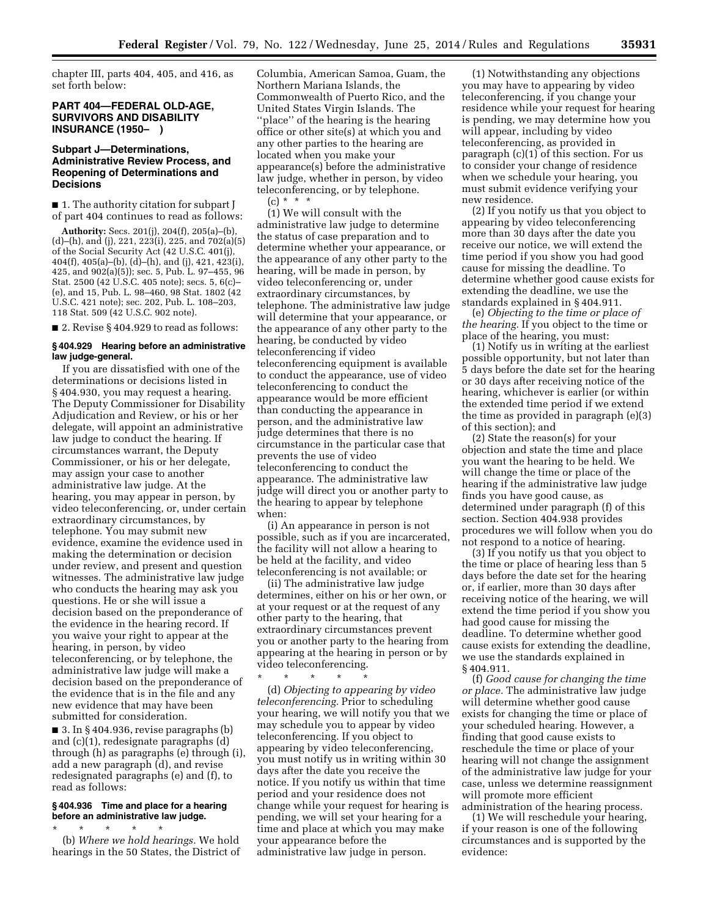chapter III, parts 404, 405, and 416, as set forth below:

## PART 404—FEDERAL OLD-AGE, SURVIVORS AND DISABILITY INSURANCE (1950– )

### Subpart J—Determinations, Administrative Review Process, and Reopening of Determinations and Decisions

■ 1. The authority citation for subpart J of part 404 continues to read as follows:

**Authority:** Secs. 201(j), 204(f), 205(a)–(b), (d)–(h), and (j), 221, 223(i), 225, and 702(a)(5) of the Social Security Act (42 U.S.C. 401(j), 404(f), 405(a)–(b), (d)–(h), and (j), 421, 423(i), 425, and 902(a)(5)); sec. 5, Pub. L. 97–455, 96 Stat. 2500 (42 U.S.C. 405 note); secs. 5, 6(c)–(e), and 15, Pub. L. 98–460, 98 Stat. 1802 (42 U.S.C. 421 note); sec. 202, Pub. L. 108–203, 118 Stat. 509 (42 U.S.C. 902 note).

■ 2. Revise § 404.929 to read as follows:

#### § 404.929 Hearing before an administrative law judge-general.

If you are dissatisfied with one of the determinations or decisions listed in § 404.930, you may request a hearing. The Deputy Commissioner for Disability Adjudication and Review, or his or her delegate, will appoint an administrative law judge to conduct the hearing. If circumstances warrant, the Deputy Commissioner, or his or her delegate, may assign your case to another administrative law judge. At the hearing, you may appear in person, by video teleconferencing, or, under certain extraordinary circumstances, by telephone. You may submit new evidence, examine the evidence used in making the determination or decision under review, and present and question witnesses. The administrative law judge who conducts the hearing may ask you questions. He or she will issue a decision based on the preponderance of the evidence in the hearing record. If you waive your right to appear at the hearing, in person, by video teleconferencing, or by telephone, the administrative law judge will make a decision based on the preponderance of the evidence that is in the file and any new evidence that may have been submitted for consideration.

■ 3. In § 404.936, revise paragraphs (b) and (c)(1), redesignate paragraphs (d) through (h) as paragraphs (e) through (i), add a new paragraph (d), and revise redesignated paragraphs (e) and (f), to read as follows:

#### § 404.936 Time and place for a hearing before an administrative law judge.

\* \* \* \* \*

(b) *Where we hold hearings.* We hold hearings in the 50 States, the District of Columbia, American Samoa, Guam, the Northern Mariana Islands, the Commonwealth of Puerto Rico, and the United States Virgin Islands. The "place" of the hearing is the hearing office or other site(s) at which you and any other parties to the hearing are located when you make your appearance(s) before the administrative law judge, whether in person, by video teleconferencing, or by telephone.

(c) \* \* \*

(1) We will consult with the administrative law judge to determine the status of case preparation and to determine whether your appearance, or the appearance of any other party to the hearing, will be made in person, by video teleconferencing or, under extraordinary circumstances, by telephone. The administrative law judge will determine that your appearance, or the appearance of any other party to the hearing, be conducted by video teleconferencing if video teleconferencing equipment is available to conduct the appearance, use of video teleconferencing to conduct the appearance would be more efficient than conducting the appearance in person, and the administrative law judge determines that there is no circumstance in the particular case that prevents the use of video teleconferencing to conduct the appearance. The administrative law judge will direct you or another party to the hearing to appear by telephone when:

(i) An appearance in person is not possible, such as if you are incarcerated, the facility will not allow a hearing to be held at the facility, and video teleconferencing is not available; or

(ii) The administrative law judge determines, either on his or her own, or at your request or at the request of any other party to the hearing, that extraordinary circumstances prevent you or another party to the hearing from appearing at the hearing in person or by video teleconferencing.

\* \* \* \* \*

(d) *Objecting to appearing by video teleconferencing.* Prior to scheduling your hearing, we will notify you that we may schedule you to appear by video teleconferencing. If you object to appearing by video teleconferencing, you must notify us in writing within 30 days after the date you receive the notice. If you notify us within that time period and your residence does not change while your request for hearing is pending, we will set your hearing for a time and place at which you may make your appearance before the administrative law judge in person.

(1) Notwithstanding any objections you may have to appearing by video teleconferencing, if you change your residence while your request for hearing is pending, we may determine how you will appear, including by video teleconferencing, as provided in paragraph (c)(1) of this section. For us to consider your change of residence when we schedule your hearing, you must submit evidence verifying your new residence.

(2) If you notify us that you object to appearing by video teleconferencing more than 30 days after the date you receive our notice, we will extend the time period if you show you had good cause for missing the deadline. To determine whether good cause exists for extending the deadline, we use the standards explained in § 404.911.

(e) *Objecting to the time or place of the hearing.* If you object to the time or place of the hearing, you must:

(1) Notify us in writing at the earliest possible opportunity, but not later than 5 days before the date set for the hearing or 30 days after receiving notice of the hearing, whichever is earlier (or within the extended time period if we extend the time as provided in paragraph (e)(3) of this section); and

(2) State the reason(s) for your objection and state the time and place you want the hearing to be held. We will change the time or place of the hearing if the administrative law judge finds you have good cause, as determined under paragraph (f) of this section. Section 404.938 provides procedures we will follow when you do not respond to a notice of hearing.

(3) If you notify us that you object to the time or place of hearing less than 5 days before the date set for the hearing or, if earlier, more than 30 days after receiving notice of the hearing, we will extend the time period if you show you had good cause for missing the deadline. To determine whether good cause exists for extending the deadline, we use the standards explained in § 404.911.

(f) *Good cause for changing the time or place.* The administrative law judge will determine whether good cause exists for changing the time or place of your scheduled hearing. However, a finding that good cause exists to reschedule the time or place of your hearing will not change the assignment of the administrative law judge for your case, unless we determine reassignment will promote more efficient administration of the hearing process.

(1) We will reschedule your hearing, if your reason is one of the following circumstances and is supported by the evidence: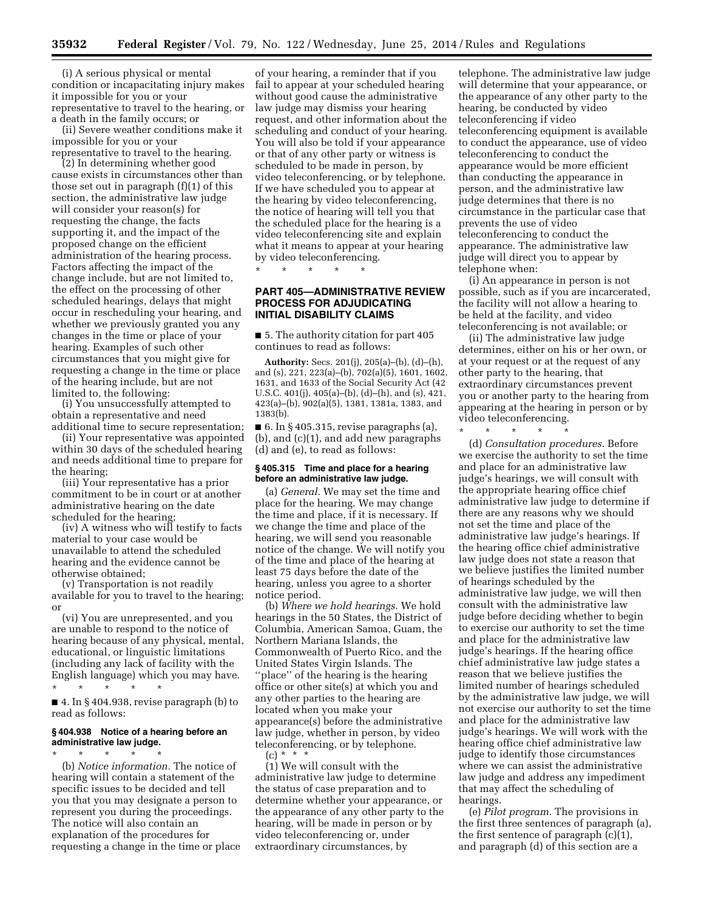(i) A serious physical or mental condition or incapacitating injury makes it impossible for you or your representative to travel to the hearing, or a death in the family occurs; or

(ii) Severe weather conditions make it impossible for you or your representative to travel to the hearing.

(2) In determining whether good cause exists in circumstances other than those set out in paragraph (f)(1) of this section, the administrative law judge will consider your reason(s) for requesting the change, the facts supporting it, and the impact of the proposed change on the efficient administration of the hearing process. Factors affecting the impact of the change include, but are not limited to, the effect on the processing of other scheduled hearings, delays that might occur in rescheduling your hearing, and whether we previously granted you any changes in the time or place of your hearing. Examples of such other circumstances that you might give for requesting a change in the time or place of the hearing include, but are not limited to, the following:

(i) You unsuccessfully attempted to obtain a representative and need additional time to secure representation;

(ii) Your representative was appointed within 30 days of the scheduled hearing and needs additional time to prepare for the hearing;

(iii) Your representative has a prior commitment to be in court or at another administrative hearing on the date scheduled for the hearing;

(iv) A witness who will testify to facts material to your case would be unavailable to attend the scheduled hearing and the evidence cannot be otherwise obtained;

(v) Transportation is not readily available for you to travel to the hearing; or

(vi) You are unrepresented, and you are unable to respond to the notice of hearing because of any physical, mental, educational, or linguistic limitations (including any lack of facility with the English language) which you may have.

\* \* \* \* \*

■ 4. In § 404.938, revise paragraph (b) to read as follows:

**§ 404.938 Notice of a hearing before an administrative law judge.**

\* \* \* \* \*

(b) *Notice information.* The notice of hearing will contain a statement of the specific issues to be decided and tell you that you may designate a person to represent you during the proceedings. The notice will also contain an explanation of the procedures for requesting a change in the time or place of your hearing, a reminder that if you fail to appear at your scheduled hearing without good cause the administrative law judge may dismiss your hearing request, and other information about the scheduling and conduct of your hearing. You will also be told if your appearance or that of any other party or witness is scheduled to be made in person, by video teleconferencing, or by telephone. If we have scheduled you to appear at the hearing by video teleconferencing, the notice of hearing will tell you that the scheduled place for the hearing is a video teleconferencing site and explain what it means to appear at your hearing by video teleconferencing.

\* \* \* \* \*

## PART 405—ADMINISTRATIVE REVIEW PROCESS FOR ADJUDICATING INITIAL DISABILITY CLAIMS

■ 5. The authority citation for part 405 continues to read as follows:

**Authority:** Secs. 201(j), 205(a)–(b), (d)–(h), and (s), 221, 223(a)–(b), 702(a)(5), 1601, 1602, 1631, and 1633 of the Social Security Act (42 U.S.C. 401(j), 405(a)–(b), (d)–(h), and (s), 421, 423(a)–(b), 902(a)(5), 1381, 1381a, 1383, and 1383(b).

■ 6. In § 405.315, revise paragraphs (a), (b), and (c)(1), and add new paragraphs (d) and (e), to read as follows:

**§ 405.315 Time and place for a hearing before an administrative law judge.**

(a) *General.* We may set the time and place for the hearing. We may change the time and place, if it is necessary. If we change the time and place of the hearing, we will send you reasonable notice of the change. We will notify you of the time and place of the hearing at least 75 days before the date of the hearing, unless you agree to a shorter notice period.

(b) *Where we hold hearings.* We hold hearings in the 50 States, the District of Columbia, American Samoa, Guam, the Northern Mariana Islands, the Commonwealth of Puerto Rico, and the United States Virgin Islands. The ''place'' of the hearing is the hearing office or other site(s) at which you and any other parties to the hearing are located when you make your appearance(s) before the administrative law judge, whether in person, by video teleconferencing, or by telephone.

(c) \* \* \*

(1) We will consult with the administrative law judge to determine the status of case preparation and to determine whether your appearance, or the appearance of any other party to the hearing, will be made in person or by video teleconferencing or, under extraordinary circumstances, by telephone. The administrative law judge will determine that your appearance, or the appearance of any other party to the hearing, be conducted by video teleconferencing if video teleconferencing equipment is available to conduct the appearance, use of video teleconferencing to conduct the appearance would be more efficient than conducting the appearance in person, and the administrative law judge determines that there is no circumstance in the particular case that prevents the use of video teleconferencing to conduct the appearance. The administrative law judge will direct you to appear by telephone when:

(i) An appearance in person is not possible, such as if you are incarcerated, the facility will not allow a hearing to be held at the facility, and video teleconferencing is not available; or

(ii) The administrative law judge determines, either on his or her own, or at your request or at the request of any other party to the hearing, that extraordinary circumstances prevent you or another party to the hearing from appearing at the hearing in person or by video teleconferencing.

\* \* \* \* \*

(d) *Consultation procedures.* Before we exercise the authority to set the time and place for an administrative law judge's hearings, we will consult with the appropriate hearing office chief administrative law judge to determine if there are any reasons why we should not set the time and place of the administrative law judge's hearings. If the hearing office chief administrative law judge does not state a reason that we believe justifies the limited number of hearings scheduled by the administrative law judge, we will then consult with the administrative law judge before deciding whether to begin to exercise our authority to set the time and place for the administrative law judge's hearings. If the hearing office chief administrative law judge states a reason that we believe justifies the limited number of hearings scheduled by the administrative law judge, we will not exercise our authority to set the time and place for the administrative law judge's hearings. We will work with the hearing office chief administrative law judge to identify those circumstances where we can assist the administrative law judge and address any impediment that may affect the scheduling of hearings.

(e) *Pilot program.* The provisions in the first three sentences of paragraph (a), the first sentence of paragraph (c)(1), and paragraph (d) of this section are a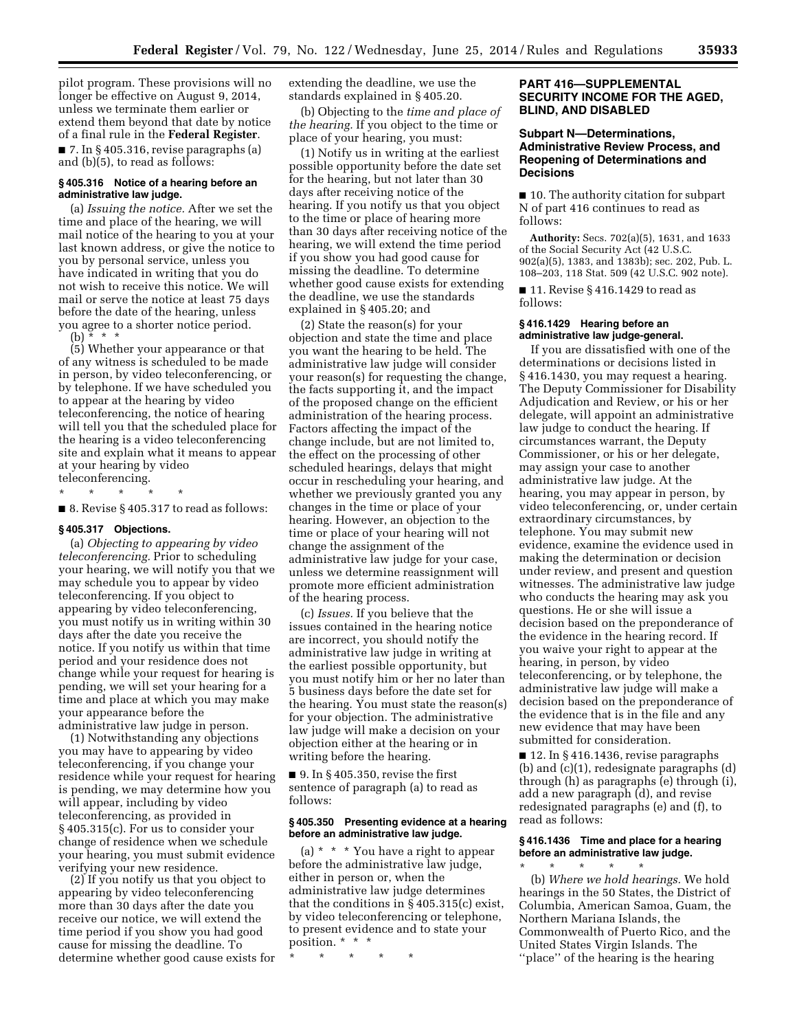pilot program. These provisions will no longer be effective on August 9, 2014, unless we terminate them earlier or extend them beyond that date by notice of a final rule in the **Federal Register**.

■ 7. In § 405.316, revise paragraphs (a) and (b)(5), to read as follows:

#### § 405.316 Notice of a hearing before an administrative law judge.

(a) *Issuing the notice.* After we set the time and place of the hearing, we will mail notice of the hearing to you at your last known address, or give the notice to you by personal service, unless you have indicated in writing that you do not wish to receive this notice. We will mail or serve the notice at least 75 days before the date of the hearing, unless you agree to a shorter notice period.

(b) * * *

(5) Whether your appearance or that of any witness is scheduled to be made in person, by video teleconferencing, or by telephone. If we have scheduled you to appear at the hearing by video teleconferencing, the notice of hearing will tell you that the scheduled place for the hearing is a video teleconferencing site and explain what it means to appear at your hearing by video teleconferencing.

\* \* \* \* \*

■ 8. Revise § 405.317 to read as follows:

#### § 405.317 Objections.

(a) *Objecting to appearing by video teleconferencing.* Prior to scheduling your hearing, we will notify you that we may schedule you to appear by video teleconferencing. If you object to appearing by video teleconferencing, you must notify us in writing within 30 days after the date you receive the notice. If you notify us within that time period and your residence does not change while your request for hearing is pending, we will set your hearing for a time and place at which you may make your appearance before the administrative law judge in person.

(1) Notwithstanding any objections you may have to appearing by video teleconferencing, if you change your residence while your request for hearing is pending, we may determine how you will appear, including by video teleconferencing, as provided in § 405.315(c). For us to consider your change of residence when we schedule your hearing, you must submit evidence verifying your new residence.

(2) If you notify us that you object to appearing by video teleconferencing more than 30 days after the date you receive our notice, we will extend the time period if you show you had good cause for missing the deadline. To determine whether good cause exists for extending the deadline, we use the standards explained in § 405.20.

(b) Objecting to the *time and place of the hearing.* If you object to the time or place of your hearing, you must:

(1) Notify us in writing at the earliest possible opportunity before the date set for the hearing, but not later than 30 days after receiving notice of the hearing. If you notify us that you object to the time or place of hearing more than 30 days after receiving notice of the hearing, we will extend the time period if you show you had good cause for missing the deadline. To determine whether good cause exists for extending the deadline, we use the standards explained in § 405.20; and

(2) State the reason(s) for your objection and state the time and place you want the hearing to be held. The administrative law judge will consider your reason(s) for requesting the change, the facts supporting it, and the impact of the proposed change on the efficient administration of the hearing process. Factors affecting the impact of the change include, but are not limited to, the effect on the processing of other scheduled hearings, delays that might occur in rescheduling your hearing, and whether we previously granted you any changes in the time or place of your hearing. However, an objection to the time or place of your hearing will not change the assignment of the administrative law judge for your case, unless we determine reassignment will promote more efficient administration of the hearing process.

(c) *Issues.* If you believe that the issues contained in the hearing notice are incorrect, you should notify the administrative law judge in writing at the earliest possible opportunity, but you must notify him or her no later than 5 business days before the date set for the hearing. You must state the reason(s) for your objection. The administrative law judge will make a decision on your objection either at the hearing or in writing before the hearing.

■ 9. In § 405.350, revise the first sentence of paragraph (a) to read as follows:

#### § 405.350 Presenting evidence at a hearing before an administrative law judge.

(a) * * * You have a right to appear before the administrative law judge, either in person or, when the administrative law judge determines that the conditions in § 405.315(c) exist, by video teleconferencing or telephone, to present evidence and to state your position. * * *

\* \* \* \* \*

## PART 416—SUPPLEMENTAL SECURITY INCOME FOR THE AGED, BLIND, AND DISABLED

### Subpart N—Determinations, Administrative Review Process, and Reopening of Determinations and Decisions

■ 10. The authority citation for subpart N of part 416 continues to read as follows:

**Authority:** Secs. 702(a)(5), 1631, and 1633 of the Social Security Act (42 U.S.C. 902(a)(5), 1383, and 1383b); sec. 202, Pub. L. 108–203, 118 Stat. 509 (42 U.S.C. 902 note).

■ 11. Revise § 416.1429 to read as follows:

#### § 416.1429 Hearing before an administrative law judge-general.

If you are dissatisfied with one of the determinations or decisions listed in § 416.1430, you may request a hearing. The Deputy Commissioner for Disability Adjudication and Review, or his or her delegate, will appoint an administrative law judge to conduct the hearing. If circumstances warrant, the Deputy Commissioner, or his or her delegate, may assign your case to another administrative law judge. At the hearing, you may appear in person, by video teleconferencing, or, under certain extraordinary circumstances, by telephone. You may submit new evidence, examine the evidence used in making the determination or decision under review, and present and question witnesses. The administrative law judge who conducts the hearing may ask you questions. He or she will issue a decision based on the preponderance of the evidence in the hearing record. If you waive your right to appear at the hearing, in person, by video teleconferencing, or by telephone, the administrative law judge will make a decision based on the preponderance of the evidence that is in the file and any new evidence that may have been submitted for consideration.

■ 12. In § 416.1436, revise paragraphs (b) and (c)(1), redesignate paragraphs (d) through (h) as paragraphs (e) through (i), add a new paragraph (d), and revise redesignated paragraphs (e) and (f), to read as follows:

#### § 416.1436 Time and place for a hearing before an administrative law judge.

\* \* \* \* \*

(b) *Where we hold hearings.* We hold hearings in the 50 States, the District of Columbia, American Samoa, Guam, the Northern Mariana Islands, the Commonwealth of Puerto Rico, and the United States Virgin Islands. The ''place'' of the hearing is the hearing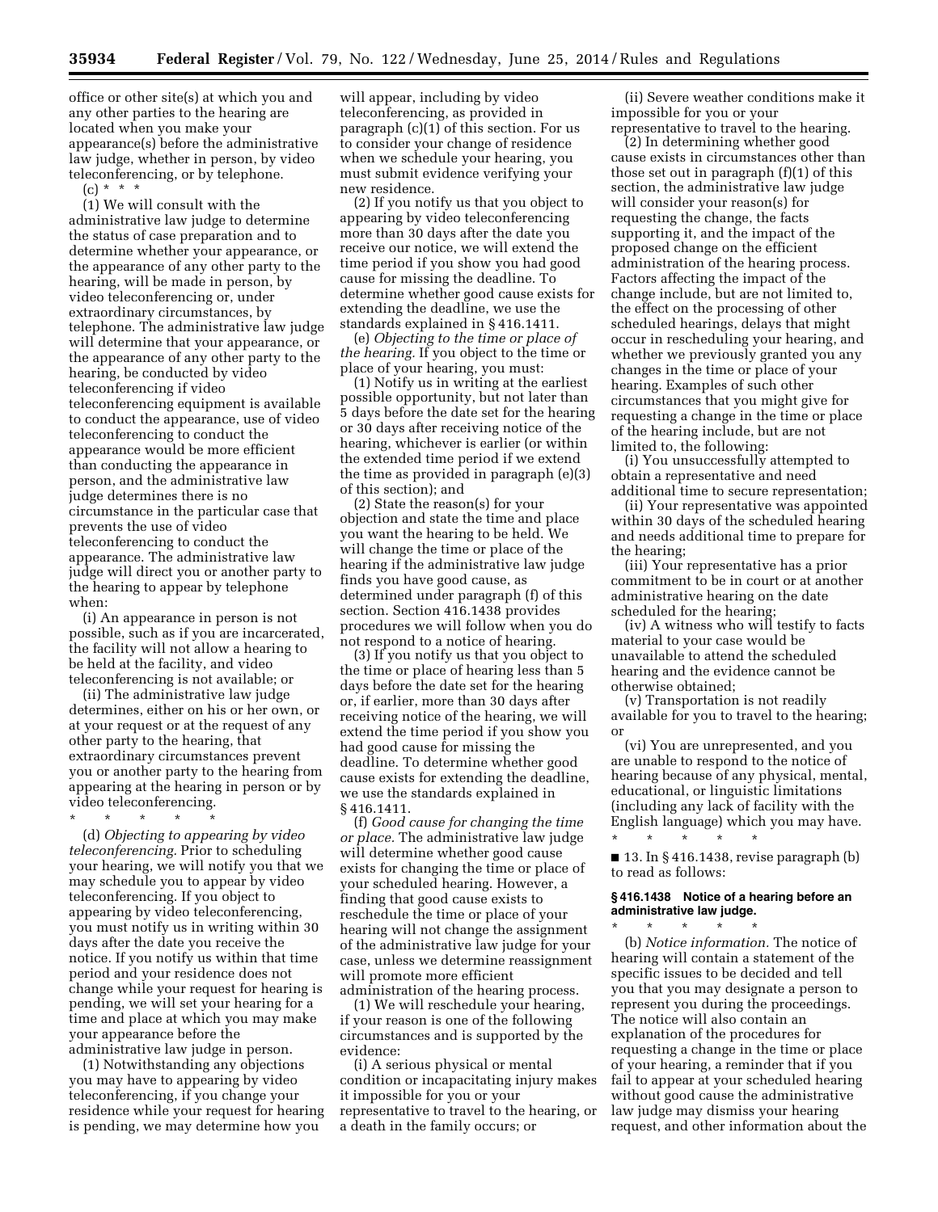office or other site(s) at which you and any other parties to the hearing are located when you make your appearance(s) before the administrative law judge, whether in person, by video teleconferencing, or by telephone.

(c) * * *

(1) We will consult with the administrative law judge to determine the status of case preparation and to determine whether your appearance, or the appearance of any other party to the hearing, will be made in person, by video teleconferencing or, under extraordinary circumstances, by telephone. The administrative law judge will determine that your appearance, or the appearance of any other party to the hearing, be conducted by video teleconferencing if video teleconferencing equipment is available to conduct the appearance, use of video teleconferencing to conduct the appearance would be more efficient than conducting the appearance in person, and the administrative law judge determines there is no circumstance in the particular case that prevents the use of video teleconferencing to conduct the appearance. The administrative law judge will direct you or another party to the hearing to appear by telephone when:

(i) An appearance in person is not possible, such as if you are incarcerated, the facility will not allow a hearing to be held at the facility, and video teleconferencing is not available; or

(ii) The administrative law judge determines, either on his or her own, or at your request or at the request of any other party to the hearing, that extraordinary circumstances prevent you or another party to the hearing from appearing at the hearing in person or by video teleconferencing.

\* \* \* \* \*

(d) *Objecting to appearing by video teleconferencing.* Prior to scheduling your hearing, we will notify you that we may schedule you to appear by video teleconferencing. If you object to appearing by video teleconferencing, you must notify us in writing within 30 days after the date you receive the notice. If you notify us within that time period and your residence does not change while your request for hearing is pending, we will set your hearing for a time and place at which you may make your appearance before the administrative law judge in person.

(1) Notwithstanding any objections you may have to appearing by video teleconferencing, if you change your residence while your request for hearing is pending, we may determine how you will appear, including by video teleconferencing, as provided in paragraph (c)(1) of this section. For us to consider your change of residence when we schedule your hearing, you must submit evidence verifying your new residence.

(2) If you notify us that you object to appearing by video teleconferencing more than 30 days after the date you receive our notice, we will extend the time period if you show you had good cause for missing the deadline. To determine whether good cause exists for extending the deadline, we use the standards explained in § 416.1411.

(e) *Objecting to the time or place of the hearing.* If you object to the time or place of your hearing, you must:

(1) Notify us in writing at the earliest possible opportunity, but not later than 5 days before the date set for the hearing or 30 days after receiving notice of the hearing, whichever is earlier (or within the extended time period if we extend the time as provided in paragraph (e)(3) of this section); and

(2) State the reason(s) for your objection and state the time and place you want the hearing to be held. We will change the time or place of the hearing if the administrative law judge finds you have good cause, as determined under paragraph (f) of this section. Section 416.1438 provides procedures we will follow when you do not respond to a notice of hearing.

(3) If you notify us that you object to the time or place of hearing less than 5 days before the date set for the hearing or, if earlier, more than 30 days after receiving notice of the hearing, we will extend the time period if you show you had good cause for missing the deadline. To determine whether good cause exists for extending the deadline, we use the standards explained in § 416.1411.

(f) *Good cause for changing the time or place.* The administrative law judge will determine whether good cause exists for changing the time or place of your scheduled hearing. However, a finding that good cause exists to reschedule the time or place of your hearing will not change the assignment of the administrative law judge for your case, unless we determine reassignment will promote more efficient administration of the hearing process.

(1) We will reschedule your hearing, if your reason is one of the following circumstances and is supported by the evidence:

(i) A serious physical or mental condition or incapacitating injury makes it impossible for you or your representative to travel to the hearing, or a death in the family occurs; or

(ii) Severe weather conditions make it impossible for you or your representative to travel to the hearing.

(2) In determining whether good cause exists in circumstances other than those set out in paragraph (f)(1) of this section, the administrative law judge will consider your reason(s) for requesting the change, the facts supporting it, and the impact of the proposed change on the efficient administration of the hearing process. Factors affecting the impact of the change include, but are not limited to, the effect on the processing of other scheduled hearings, delays that might occur in rescheduling your hearing, and whether we previously granted you any changes in the time or place of your hearing. Examples of such other circumstances that you might give for requesting a change in the time or place of the hearing include, but are not limited to, the following:

(i) You unsuccessfully attempted to obtain a representative and need additional time to secure representation;

(ii) Your representative was appointed within 30 days of the scheduled hearing and needs additional time to prepare for the hearing;

(iii) Your representative has a prior commitment to be in court or at another administrative hearing on the date scheduled for the hearing;

(iv) A witness who will testify to facts material to your case would be unavailable to attend the scheduled hearing and the evidence cannot be otherwise obtained;

(v) Transportation is not readily available for you to travel to the hearing; or

(vi) You are unrepresented, and you are unable to respond to the notice of hearing because of any physical, mental, educational, or linguistic limitations (including any lack of facility with the English language) which you may have.

\* \* \* \* \*

■ 13. In § 416.1438, revise paragraph (b) to read as follows:

### § 416.1438 Notice of a hearing before an administrative law judge.

\* \* \* \* \*

(b) *Notice information.* The notice of hearing will contain a statement of the specific issues to be decided and tell you that you may designate a person to represent you during the proceedings. The notice will also contain an explanation of the procedures for requesting a change in the time or place of your hearing, a reminder that if you fail to appear at your scheduled hearing without good cause the administrative law judge may dismiss your hearing request, and other information about the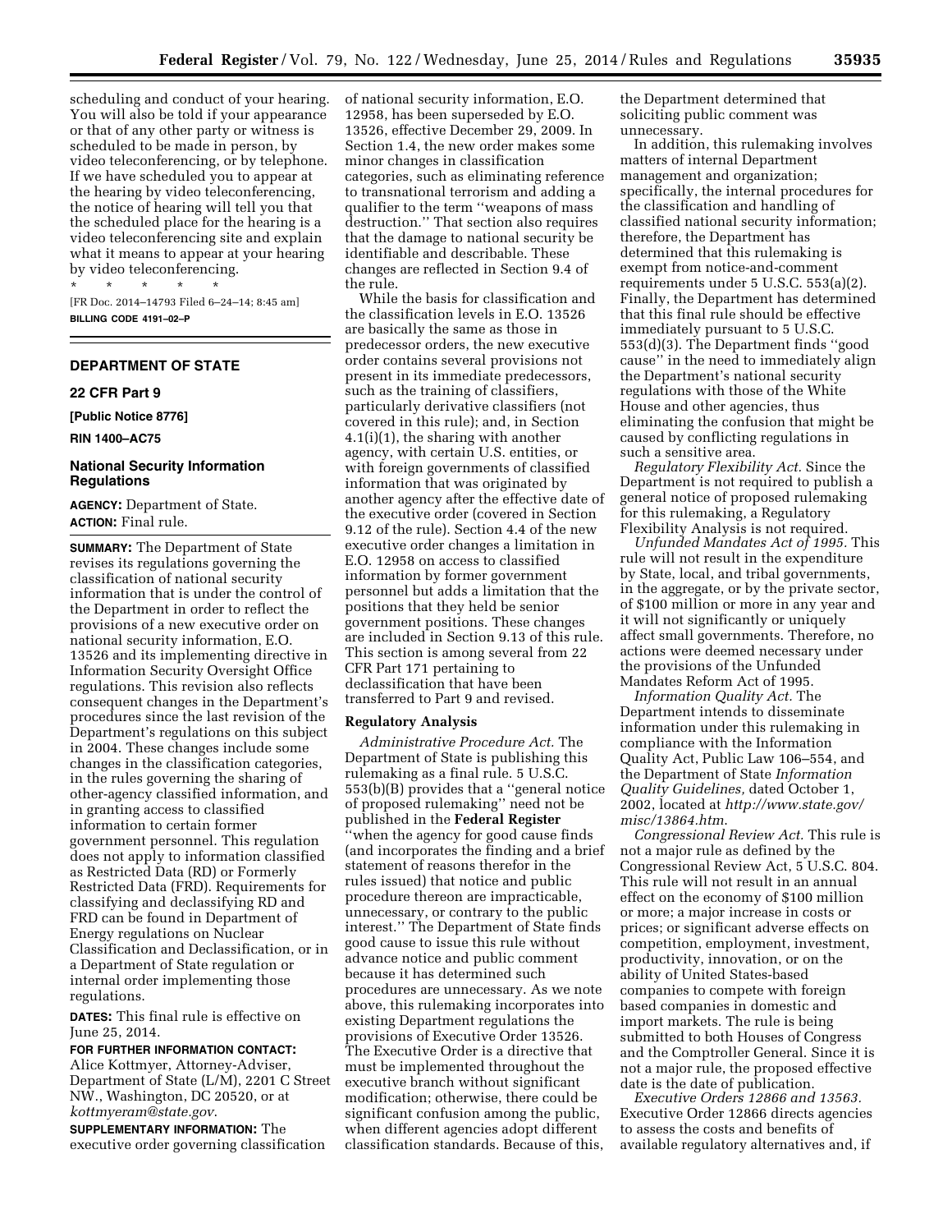scheduling and conduct of your hearing. You will also be told if your appearance or that of any other party or witness is scheduled to be made in person, by video teleconferencing, or by telephone. If we have scheduled you to appear at the hearing by video teleconferencing, the notice of hearing will tell you that the scheduled place for the hearing is a video teleconferencing site and explain what it means to appear at your hearing by video teleconferencing.

\* \* \* \* \*

[FR Doc. 2014–14793 Filed 6–24–14; 8:45 am]

**BILLING CODE 4191–02–P**

---

## DEPARTMENT OF STATE

### 22 CFR Part 9

**[Public Notice 8776]**

**RIN 1400–AC75**

### National Security Information Regulations

**AGENCY:** Department of State.

**ACTION:** Final rule.

**SUMMARY:** The Department of State revises its regulations governing the classification of national security information that is under the control of the Department in order to reflect the provisions of a new executive order on national security information, E.O. 13526 and its implementing directive in Information Security Oversight Office regulations. This revision also reflects consequent changes in the Department's procedures since the last revision of the Department's regulations on this subject in 2004. These changes include some changes in the classification categories, in the rules governing the sharing of other-agency classified information, and in granting access to classified information to certain former government personnel. This regulation does not apply to information classified as Restricted Data (RD) or Formerly Restricted Data (FRD). Requirements for classifying and declassifying RD and FRD can be found in Department of Energy regulations on Nuclear Classification and Declassification, or in a Department of State regulation or internal order implementing those regulations.

**DATES:** This final rule is effective on June 25, 2014.

**FOR FURTHER INFORMATION CONTACT:** Alice Kottmyer, Attorney-Adviser, Department of State (L/M), 2201 C Street NW., Washington, DC 20520, or at *kottmyeram@state.gov*.

**SUPPLEMENTARY INFORMATION:** The executive order governing classification of national security information, E.O. 12958, has been superseded by E.O. 13526, effective December 29, 2009. In Section 1.4, the new order makes some minor changes in classification categories, such as eliminating reference to transnational terrorism and adding a qualifier to the term ''weapons of mass destruction.'' That section also requires that the damage to national security be identifiable and describable. These changes are reflected in Section 9.4 of the rule.

While the basis for classification and the classification levels in E.O. 13526 are basically the same as those in predecessor orders, the new executive order contains several provisions not present in its immediate predecessors, such as the training of classifiers, particularly derivative classifiers (not covered in this rule); and, in Section 4.1(i)(1), the sharing with another agency, with certain U.S. entities, or with foreign governments of classified information that was originated by another agency after the effective date of the executive order (covered in Section 9.12 of the rule). Section 4.4 of the new executive order changes a limitation in E.O. 12958 on access to classified information by former government personnel but adds a limitation that the positions that they held be senior government positions. These changes are included in Section 9.13 of this rule. This section is among several from 22 CFR Part 171 pertaining to declassification that have been transferred to Part 9 and revised.

### Regulatory Analysis

*Administrative Procedure Act.* The Department of State is publishing this rulemaking as a final rule. 5 U.S.C. 553(b)(B) provides that a ''general notice of proposed rulemaking'' need not be published in the **Federal Register** ''when the agency for good cause finds (and incorporates the finding and a brief statement of reasons therefor in the rules issued) that notice and public procedure thereon are impracticable, unnecessary, or contrary to the public interest.'' The Department of State finds good cause to issue this rule without advance notice and public comment because it has determined such procedures are unnecessary. As we note above, this rulemaking incorporates into existing Department regulations the provisions of Executive Order 13526. The Executive Order is a directive that must be implemented throughout the executive branch without significant modification; otherwise, there could be significant confusion among the public, when different agencies adopt different classification standards. Because of this, the Department determined that soliciting public comment was unnecessary.

In addition, this rulemaking involves matters of internal Department management and organization; specifically, the internal procedures for the classification and handling of classified national security information; therefore, the Department has determined that this rulemaking is exempt from notice-and-comment requirements under 5 U.S.C. 553(a)(2). Finally, the Department has determined that this final rule should be effective immediately pursuant to 5 U.S.C. 553(d)(3). The Department finds ''good cause'' in the need to immediately align the Department's national security regulations with those of the White House and other agencies, thus eliminating the confusion that might be caused by conflicting regulations in such a sensitive area.

*Regulatory Flexibility Act.* Since the Department is not required to publish a general notice of proposed rulemaking for this rulemaking, a Regulatory Flexibility Analysis is not required.

*Unfunded Mandates Act of 1995.* This rule will not result in the expenditure by State, local, and tribal governments, in the aggregate, or by the private sector, of $100 million or more in any year and it will not significantly or uniquely affect small governments. Therefore, no actions were deemed necessary under the provisions of the Unfunded Mandates Reform Act of 1995.

*Information Quality Act.* The Department intends to disseminate information under this rulemaking in compliance with the Information Quality Act, Public Law 106–554, and the Department of State *Information Quality Guidelines,* dated October 1, 2002, located at *http://www.state.gov/misc/13864.htm*.

*Congressional Review Act.* This rule is not a major rule as defined by the Congressional Review Act, 5 U.S.C. 804. This rule will not result in an annual effect on the economy of $100 million or more; a major increase in costs or prices; or significant adverse effects on competition, employment, investment, productivity, innovation, or on the ability of United States-based companies to compete with foreign based companies in domestic and import markets. The rule is being submitted to both Houses of Congress and the Comptroller General. Since it is not a major rule, the proposed effective date is the date of publication.

*Executive Orders 12866 and 13563.* Executive Order 12866 directs agencies to assess the costs and benefits of available regulatory alternatives and, if